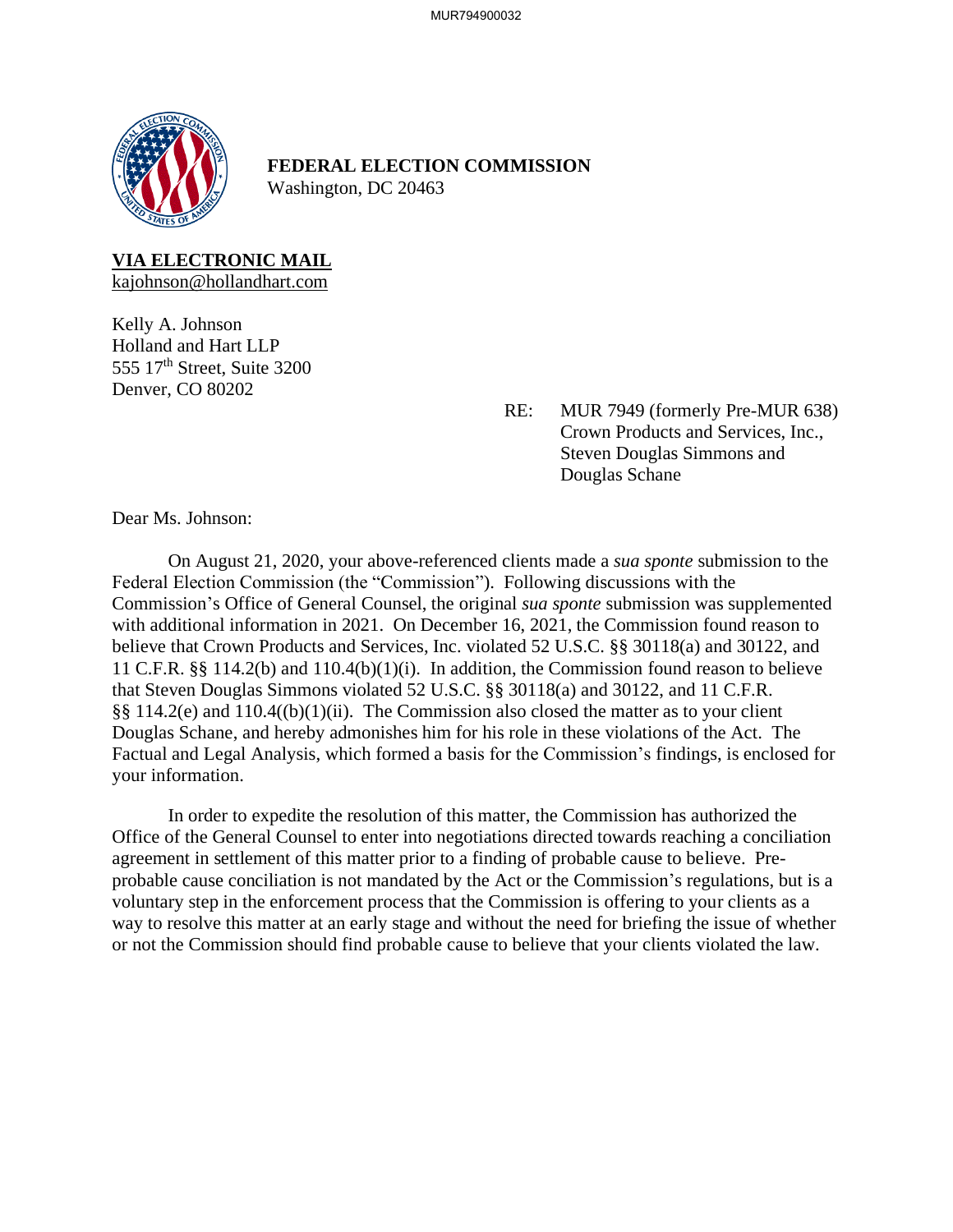**FEDERAL ELECTION COMMISSION**
Washington, DC 20463

**VIA ELECTRONIC MAIL**
kajohnson@hollandhart.com

Kelly A. Johnson
Holland and Hart LLP
555 17th Street, Suite 3200
Denver, CO 80202

RE: MUR 7949 (formerly Pre-MUR 638)
Crown Products and Services, Inc.,
Steven Douglas Simmons and
Douglas Schane

Dear Ms. Johnson:

On August 21, 2020, your above-referenced clients made a *sua sponte* submission to the Federal Election Commission (the "Commission"). Following discussions with the Commission's Office of General Counsel, the original *sua sponte* submission was supplemented with additional information in 2021. On December 16, 2021, the Commission found reason to believe that Crown Products and Services, Inc. violated 52 U.S.C. §§ 30118(a) and 30122, and 11 C.F.R. §§ 114.2(b) and 110.4(b)(1)(i). In addition, the Commission found reason to believe that Steven Douglas Simmons violated 52 U.S.C. §§ 30118(a) and 30122, and 11 C.F.R. §§ 114.2(e) and 110.4((b)(1)(ii). The Commission also closed the matter as to your client Douglas Schane, and hereby admonishes him for his role in these violations of the Act. The Factual and Legal Analysis, which formed a basis for the Commission's findings, is enclosed for your information.

In order to expedite the resolution of this matter, the Commission has authorized the Office of the General Counsel to enter into negotiations directed towards reaching a conciliation agreement in settlement of this matter prior to a finding of probable cause to believe. Pre-probable cause conciliation is not mandated by the Act or the Commission's regulations, but is a voluntary step in the enforcement process that the Commission is offering to your clients as a way to resolve this matter at an early stage and without the need for briefing the issue of whether or not the Commission should find probable cause to believe that your clients violated the law.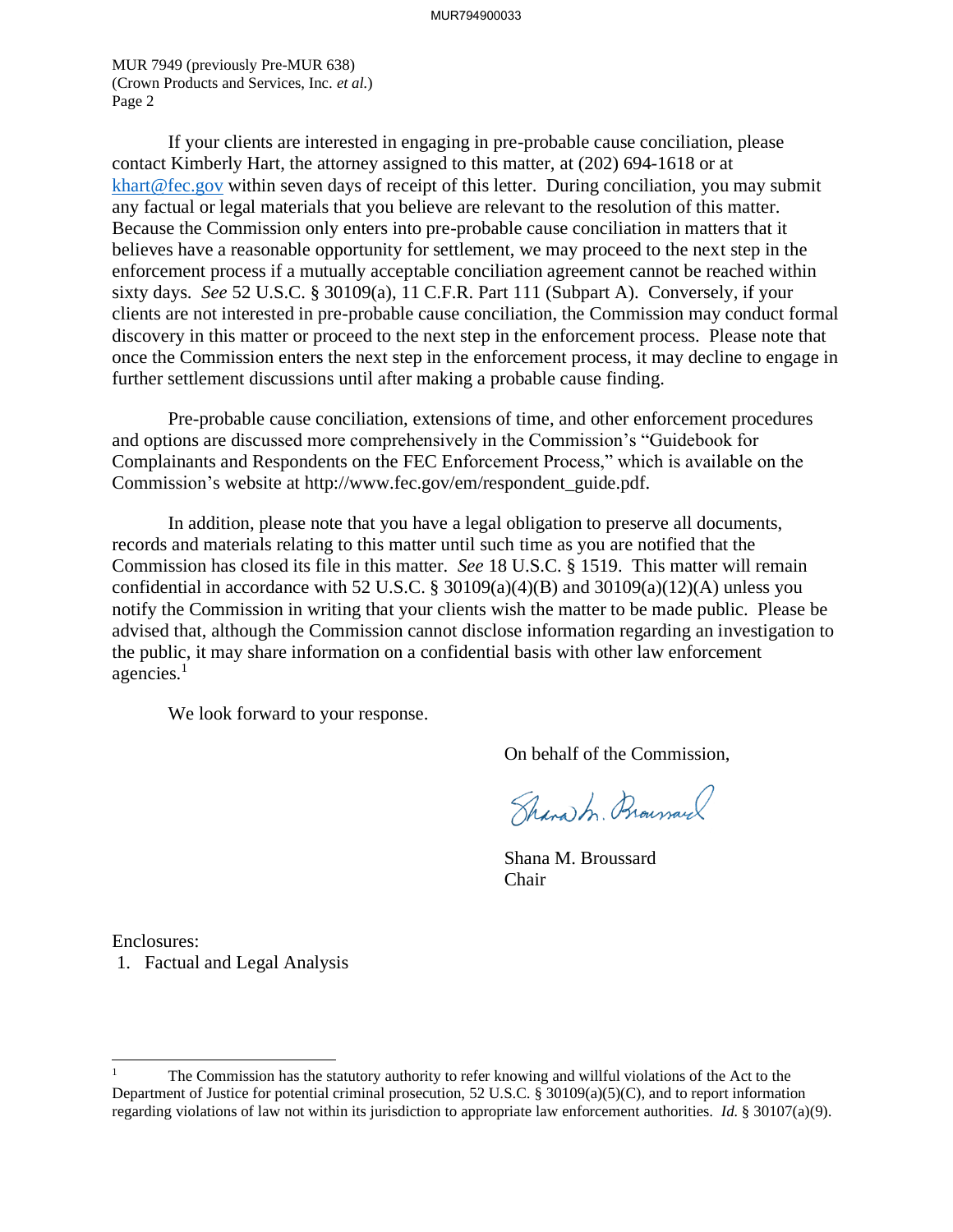MUR 7949 (previously Pre-MUR 638)
(Crown Products and Services, Inc. *et al.*)
Page 2

If your clients are interested in engaging in pre-probable cause conciliation, please contact Kimberly Hart, the attorney assigned to this matter, at (202) 694-1618 or at khart@fec.gov within seven days of receipt of this letter. During conciliation, you may submit any factual or legal materials that you believe are relevant to the resolution of this matter. Because the Commission only enters into pre-probable cause conciliation in matters that it believes have a reasonable opportunity for settlement, we may proceed to the next step in the enforcement process if a mutually acceptable conciliation agreement cannot be reached within sixty days. *See* 52 U.S.C. § 30109(a), 11 C.F.R. Part 111 (Subpart A). Conversely, if your clients are not interested in pre-probable cause conciliation, the Commission may conduct formal discovery in this matter or proceed to the next step in the enforcement process. Please note that once the Commission enters the next step in the enforcement process, it may decline to engage in further settlement discussions until after making a probable cause finding.

Pre-probable cause conciliation, extensions of time, and other enforcement procedures and options are discussed more comprehensively in the Commission's "Guidebook for Complainants and Respondents on the FEC Enforcement Process," which is available on the Commission's website at http://www.fec.gov/em/respondent_guide.pdf.

In addition, please note that you have a legal obligation to preserve all documents, records and materials relating to this matter until such time as you are notified that the Commission has closed its file in this matter. *See* 18 U.S.C. § 1519. This matter will remain confidential in accordance with 52 U.S.C. § 30109(a)(4)(B) and 30109(a)(12)(A) unless you notify the Commission in writing that your clients wish the matter to be made public. Please be advised that, although the Commission cannot disclose information regarding an investigation to the public, it may share information on a confidential basis with other law enforcement agencies.[1]

We look forward to your response.

On behalf of the Commission,

Shana M. Broussard
Chair

Enclosures:
1. Factual and Legal Analysis

[1] The Commission has the statutory authority to refer knowing and willful violations of the Act to the Department of Justice for potential criminal prosecution, 52 U.S.C. § 30109(a)(5)(C), and to report information regarding violations of law not within its jurisdiction to appropriate law enforcement authorities. *Id.* § 30107(a)(9).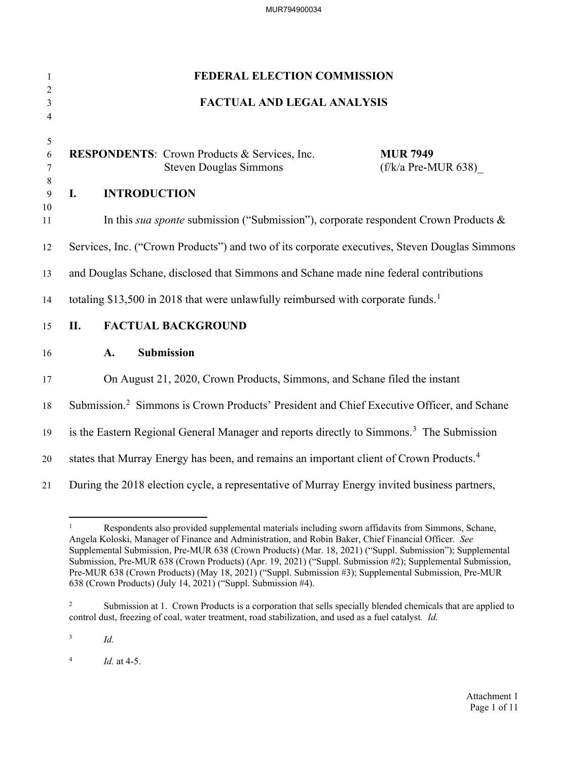# FEDERAL ELECTION COMMISSION

# FACTUAL AND LEGAL ANALYSIS

**RESPONDENTS**: Crown Products & Services, Inc. &emsp;&emsp;&emsp;&emsp; **MUR 7949**
Steven Douglas Simmons &emsp;&emsp;&emsp;&emsp; (f/k/a Pre-MUR 638)_

## I. INTRODUCTION

In this *sua sponte* submission ("Submission"), corporate respondent Crown Products & Services, Inc. ("Crown Products") and two of its corporate executives, Steven Douglas Simmons and Douglas Schane, disclosed that Simmons and Schane made nine federal contributions totaling $13,500 in 2018 that were unlawfully reimbursed with corporate funds.[1]

## II. FACTUAL BACKGROUND

### A. Submission

On August 21, 2020, Crown Products, Simmons, and Schane filed the instant Submission.[2] Simmons is Crown Products' President and Chief Executive Officer, and Schane is the Eastern Regional General Manager and reports directly to Simmons.[3] The Submission states that Murray Energy has been, and remains an important client of Crown Products.[4] During the 2018 election cycle, a representative of Murray Energy invited business partners,

---

[1] Respondents also provided supplemental materials including sworn affidavits from Simmons, Schane, Angela Koloski, Manager of Finance and Administration, and Robin Baker, Chief Financial Officer. *See* Supplemental Submission, Pre-MUR 638 (Crown Products) (Mar. 18, 2021) ("Suppl. Submission"); Supplemental Submission, Pre-MUR 638 (Crown Products) (Apr. 19, 2021) ("Suppl. Submission #2); Supplemental Submission, Pre-MUR 638 (Crown Products) (May 18, 2021) ("Suppl. Submission #3); Supplemental Submission, Pre-MUR 638 (Crown Products) (July 14, 2021) ("Suppl. Submission #4).

[2] Submission at 1. Crown Products is a corporation that sells specially blended chemicals that are applied to control dust, freezing of coal, water treatment, road stabilization, and used as a fuel catalyst. *Id.*

[3] *Id.*

[4] *Id.* at 4-5.

Attachment 1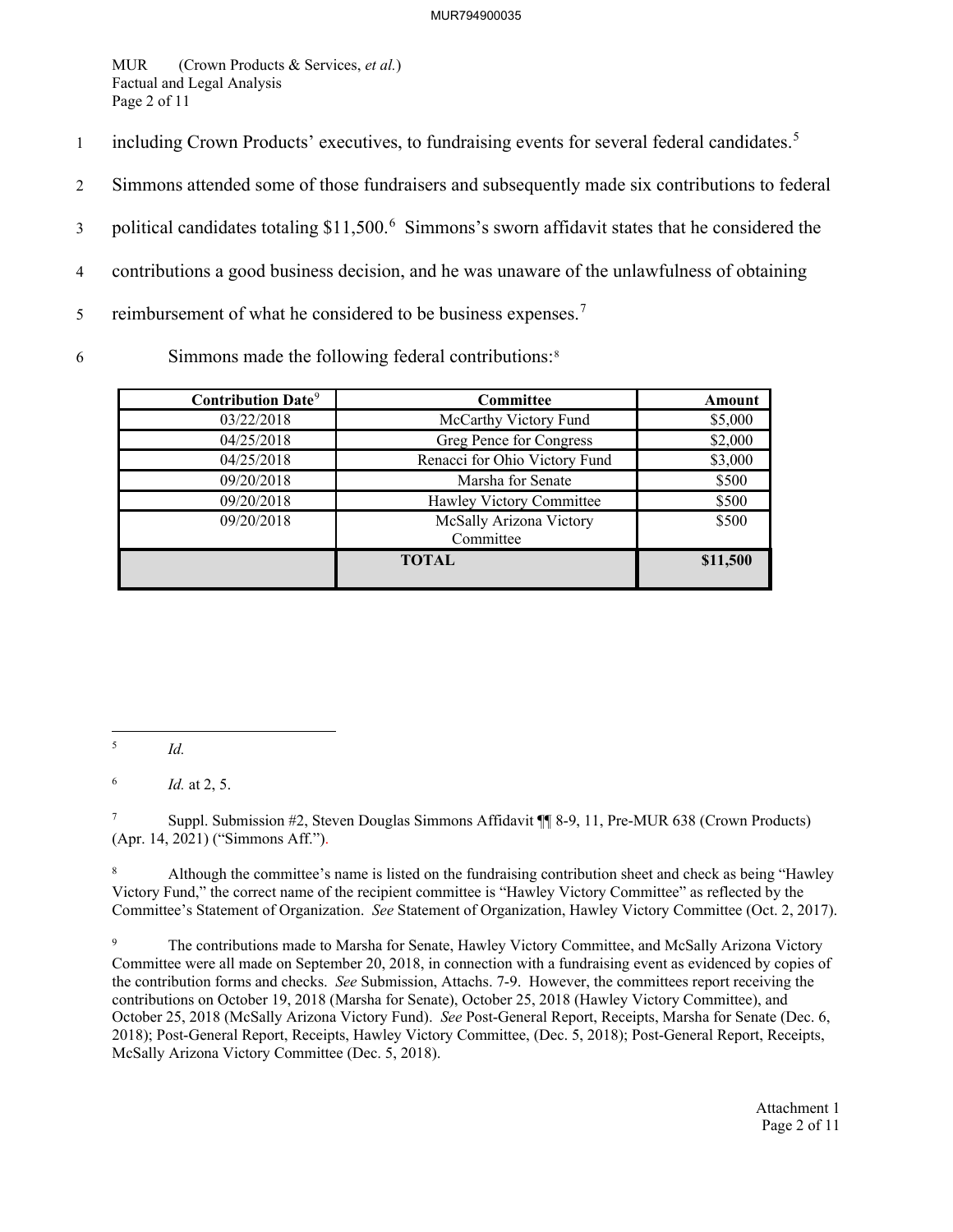including Crown Products' executives, to fundraising events for several federal candidates.[5] Simmons attended some of those fundraisers and subsequently made six contributions to federal political candidates totaling $11,500.[6] Simmons's sworn affidavit states that he considered the contributions a good business decision, and he was unaware of the unlawfulness of obtaining reimbursement of what he considered to be business expenses.[7]

Simmons made the following federal contributions:[8]

| Contribution Date[9] | Committee | Amount |
|---|---|---|
| 03/22/2018 | McCarthy Victory Fund | $5,000 |
| 04/25/2018 | Greg Pence for Congress | $2,000 |
| 04/25/2018 | Renacci for Ohio Victory Fund | $3,000 |
| 09/20/2018 | Marsha for Senate | $500 |
| 09/20/2018 | Hawley Victory Committee | $500 |
| 09/20/2018 | McSally Arizona Victory Committee | $500 |
| | **TOTAL** | **$11,500** |

---

[5] *Id.*

[6] *Id.* at 2, 5.

[7] Suppl. Submission #2, Steven Douglas Simmons Affidavit ¶¶ 8-9, 11, Pre-MUR 638 (Crown Products) (Apr. 14, 2021) ("Simmons Aff.").

[8] Although the committee's name is listed on the fundraising contribution sheet and check as being "Hawley Victory Fund," the correct name of the recipient committee is "Hawley Victory Committee" as reflected by the Committee's Statement of Organization. *See* Statement of Organization, Hawley Victory Committee (Oct. 2, 2017).

[9] The contributions made to Marsha for Senate, Hawley Victory Committee, and McSally Arizona Victory Committee were all made on September 20, 2018, in connection with a fundraising event as evidenced by copies of the contribution forms and checks. *See* Submission, Attachs. 7-9. However, the committees report receiving the contributions on October 19, 2018 (Marsha for Senate), October 25, 2018 (Hawley Victory Committee), and October 25, 2018 (McSally Arizona Victory Fund). *See* Post-General Report, Receipts, Marsha for Senate (Dec. 6, 2018); Post-General Report, Receipts, Hawley Victory Committee, (Dec. 5, 2018); Post-General Report, Receipts, McSally Arizona Victory Committee (Dec. 5, 2018).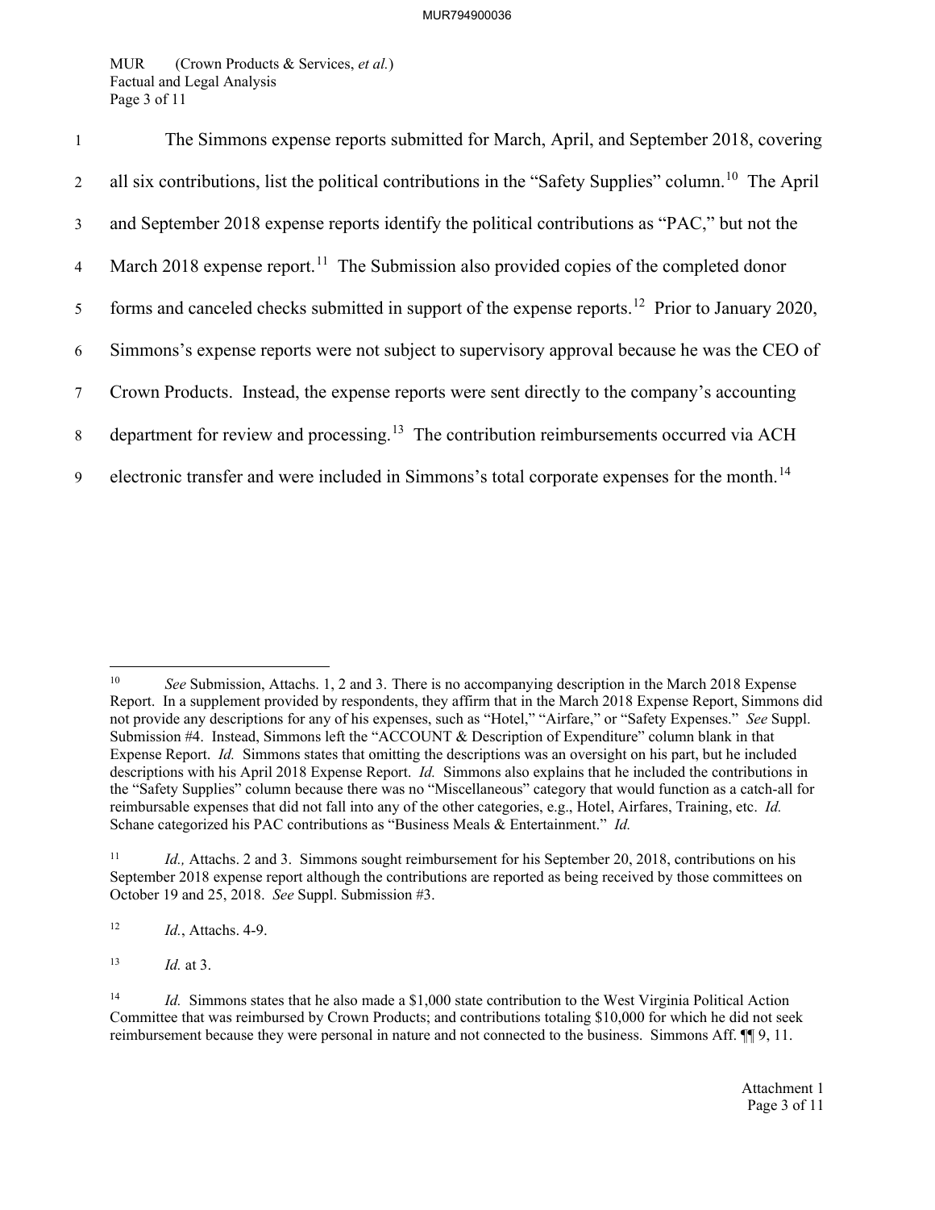The Simmons expense reports submitted for March, April, and September 2018, covering all six contributions, list the political contributions in the "Safety Supplies" column.[10] The April and September 2018 expense reports identify the political contributions as "PAC," but not the March 2018 expense report.[11] The Submission also provided copies of the completed donor forms and canceled checks submitted in support of the expense reports.[12] Prior to January 2020, Simmons's expense reports were not subject to supervisory approval because he was the CEO of Crown Products. Instead, the expense reports were sent directly to the company's accounting department for review and processing.[13] The contribution reimbursements occurred via ACH electronic transfer and were included in Simmons's total corporate expenses for the month.[14]

---

[10] *See* Submission, Attachs. 1, 2 and 3. There is no accompanying description in the March 2018 Expense Report. In a supplement provided by respondents, they affirm that in the March 2018 Expense Report, Simmons did not provide any descriptions for any of his expenses, such as "Hotel," "Airfare," or "Safety Expenses." *See* Suppl. Submission #4. Instead, Simmons left the "ACCOUNT & Description of Expenditure" column blank in that Expense Report. *Id.* Simmons states that omitting the descriptions was an oversight on his part, but he included descriptions with his April 2018 Expense Report. *Id.* Simmons also explains that he included the contributions in the "Safety Supplies" column because there was no "Miscellaneous" category that would function as a catch-all for reimbursable expenses that did not fall into any of the other categories, e.g., Hotel, Airfares, Training, etc. *Id.* Schane categorized his PAC contributions as "Business Meals & Entertainment." *Id.*

[11] *Id.,* Attachs. 2 and 3. Simmons sought reimbursement for his September 20, 2018, contributions on his September 2018 expense report although the contributions are reported as being received by those committees on October 19 and 25, 2018. *See* Suppl. Submission #3.

[12] *Id.*, Attachs. 4-9.

[13] *Id.* at 3.

[14] *Id.* Simmons states that he also made a $1,000 state contribution to the West Virginia Political Action Committee that was reimbursed by Crown Products; and contributions totaling $10,000 for which he did not seek reimbursement because they were personal in nature and not connected to the business. Simmons Aff. ¶¶ 9, 11.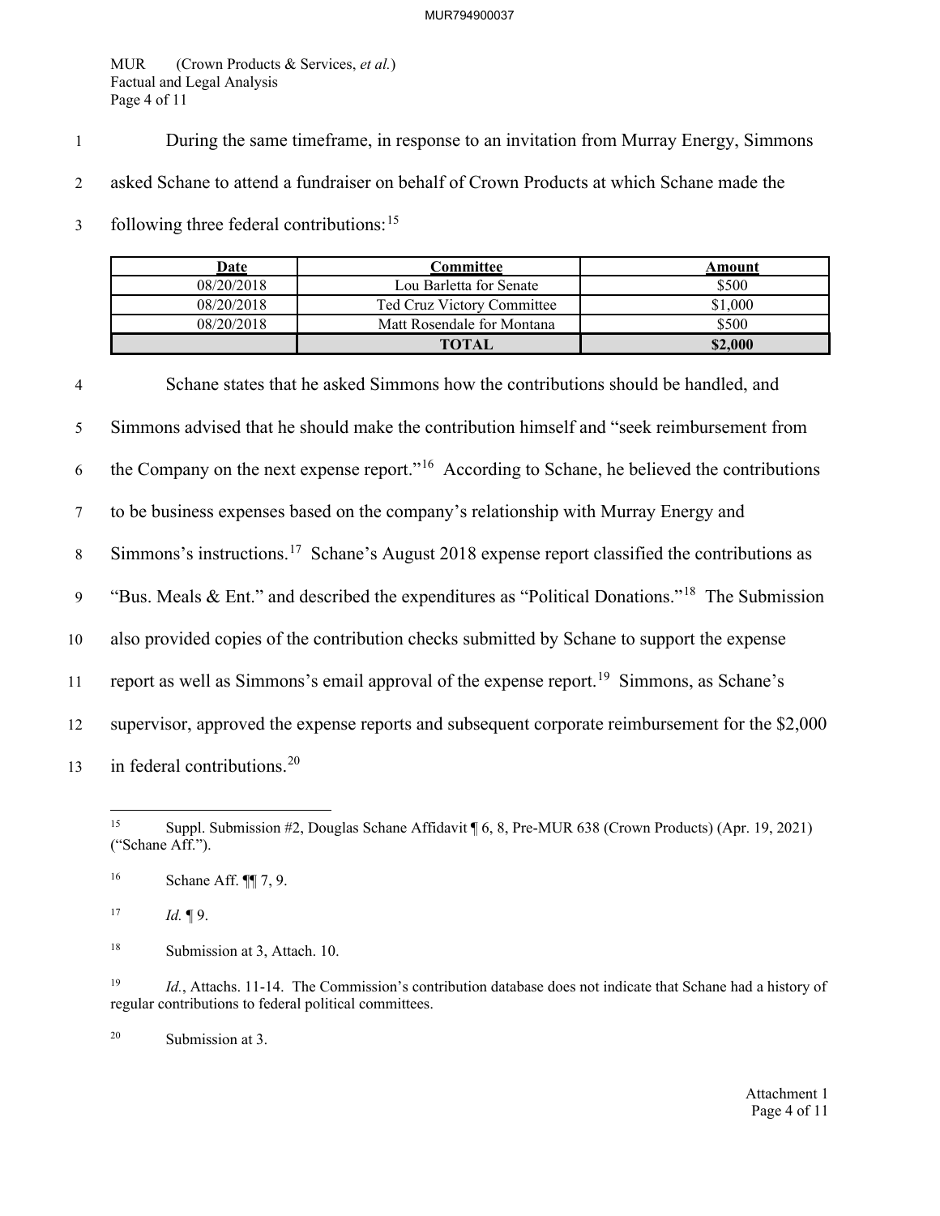During the same timeframe, in response to an invitation from Murray Energy, Simmons asked Schane to attend a fundraiser on behalf of Crown Products at which Schane made the following three federal contributions:[15]

| Date | Committee | Amount |
|---|---|---|
| 08/20/2018 | Lou Barletta for Senate | $500 |
| 08/20/2018 | Ted Cruz Victory Committee | $1,000 |
| 08/20/2018 | Matt Rosendale for Montana | $500 |
| | **TOTAL** | **$2,000** |

Schane states that he asked Simmons how the contributions should be handled, and Simmons advised that he should make the contribution himself and "seek reimbursement from the Company on the next expense report."[16] According to Schane, he believed the contributions to be business expenses based on the company's relationship with Murray Energy and Simmons's instructions.[17] Schane's August 2018 expense report classified the contributions as "Bus. Meals & Ent." and described the expenditures as "Political Donations."[18] The Submission also provided copies of the contribution checks submitted by Schane to support the expense report as well as Simmons's email approval of the expense report.[19] Simmons, as Schane's supervisor, approved the expense reports and subsequent corporate reimbursement for the $2,000 in federal contributions.[20]

---

[15] Suppl. Submission #2, Douglas Schane Affidavit ¶ 6, 8, Pre-MUR 638 (Crown Products) (Apr. 19, 2021) ("Schane Aff.").

[16] Schane Aff. ¶¶ 7, 9.

[17] *Id.* ¶ 9.

[18] Submission at 3, Attach. 10.

[19] *Id.*, Attachs. 11-14. The Commission's contribution database does not indicate that Schane had a history of regular contributions to federal political committees.

[20] Submission at 3.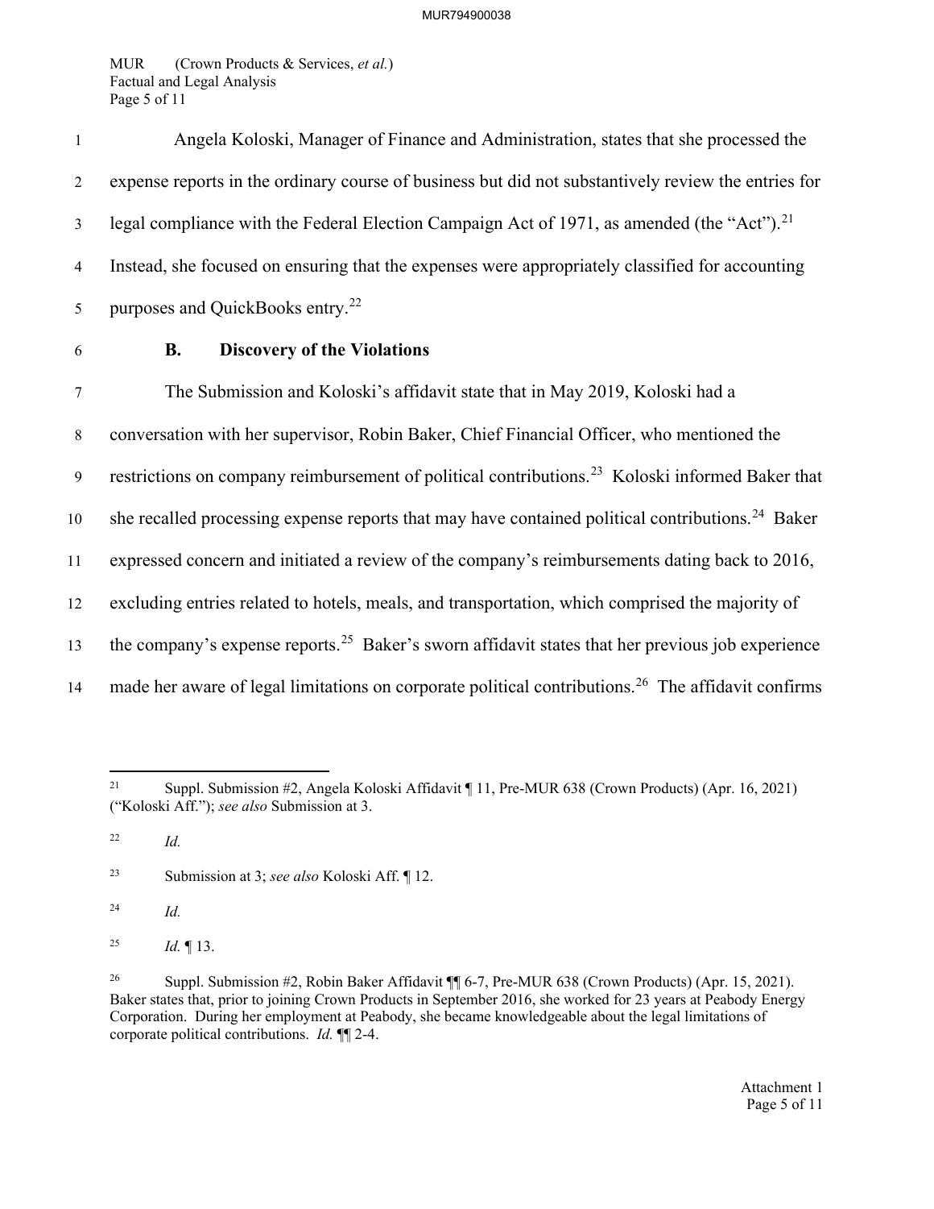Angela Koloski, Manager of Finance and Administration, states that she processed the expense reports in the ordinary course of business but did not substantively review the entries for legal compliance with the Federal Election Campaign Act of 1971, as amended (the "Act").[21] Instead, she focused on ensuring that the expenses were appropriately classified for accounting purposes and QuickBooks entry.[22]

### B. Discovery of the Violations

The Submission and Koloski's affidavit state that in May 2019, Koloski had a conversation with her supervisor, Robin Baker, Chief Financial Officer, who mentioned the restrictions on company reimbursement of political contributions.[23] Koloski informed Baker that she recalled processing expense reports that may have contained political contributions.[24] Baker expressed concern and initiated a review of the company's reimbursements dating back to 2016, excluding entries related to hotels, meals, and transportation, which comprised the majority of the company's expense reports.[25] Baker's sworn affidavit states that her previous job experience made her aware of legal limitations on corporate political contributions.[26] The affidavit confirms

---

[21] Suppl. Submission #2, Angela Koloski Affidavit ¶ 11, Pre-MUR 638 (Crown Products) (Apr. 16, 2021) ("Koloski Aff."); *see also* Submission at 3.

[22] *Id.*

[23] Submission at 3; *see also* Koloski Aff. ¶ 12.

[24] *Id.*

[25] *Id.* ¶ 13.

[26] Suppl. Submission #2, Robin Baker Affidavit ¶¶ 6-7, Pre-MUR 638 (Crown Products) (Apr. 15, 2021). Baker states that, prior to joining Crown Products in September 2016, she worked for 23 years at Peabody Energy Corporation. During her employment at Peabody, she became knowledgeable about the legal limitations of corporate political contributions. *Id.* ¶¶ 2-4.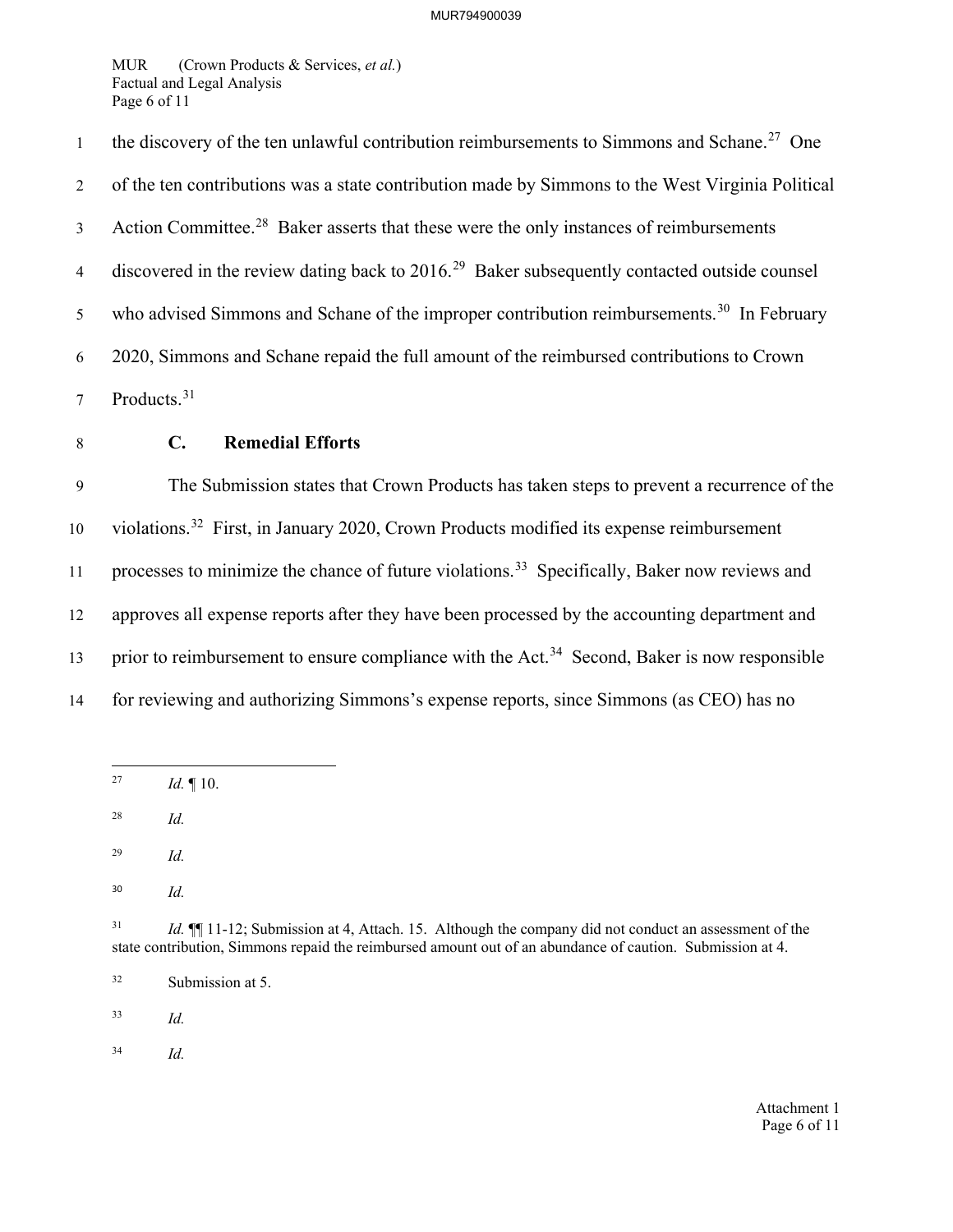the discovery of the ten unlawful contribution reimbursements to Simmons and Schane.[27] One of the ten contributions was a state contribution made by Simmons to the West Virginia Political Action Committee.[28] Baker asserts that these were the only instances of reimbursements discovered in the review dating back to 2016.[29] Baker subsequently contacted outside counsel who advised Simmons and Schane of the improper contribution reimbursements.[30] In February 2020, Simmons and Schane repaid the full amount of the reimbursed contributions to Crown Products.[31]

### C. Remedial Efforts

The Submission states that Crown Products has taken steps to prevent a recurrence of the violations.[32] First, in January 2020, Crown Products modified its expense reimbursement processes to minimize the chance of future violations.[33] Specifically, Baker now reviews and approves all expense reports after they have been processed by the accounting department and prior to reimbursement to ensure compliance with the Act.[34] Second, Baker is now responsible for reviewing and authorizing Simmons's expense reports, since Simmons (as CEO) has no

---

[27] *Id.* ¶ 10.

[28] *Id.*

[29] *Id.*

[30] *Id.*

[31] *Id.* ¶¶ 11-12; Submission at 4, Attach. 15. Although the company did not conduct an assessment of the state contribution, Simmons repaid the reimbursed amount out of an abundance of caution. Submission at 4.

[32] Submission at 5.

[33] *Id.*

[34] *Id.*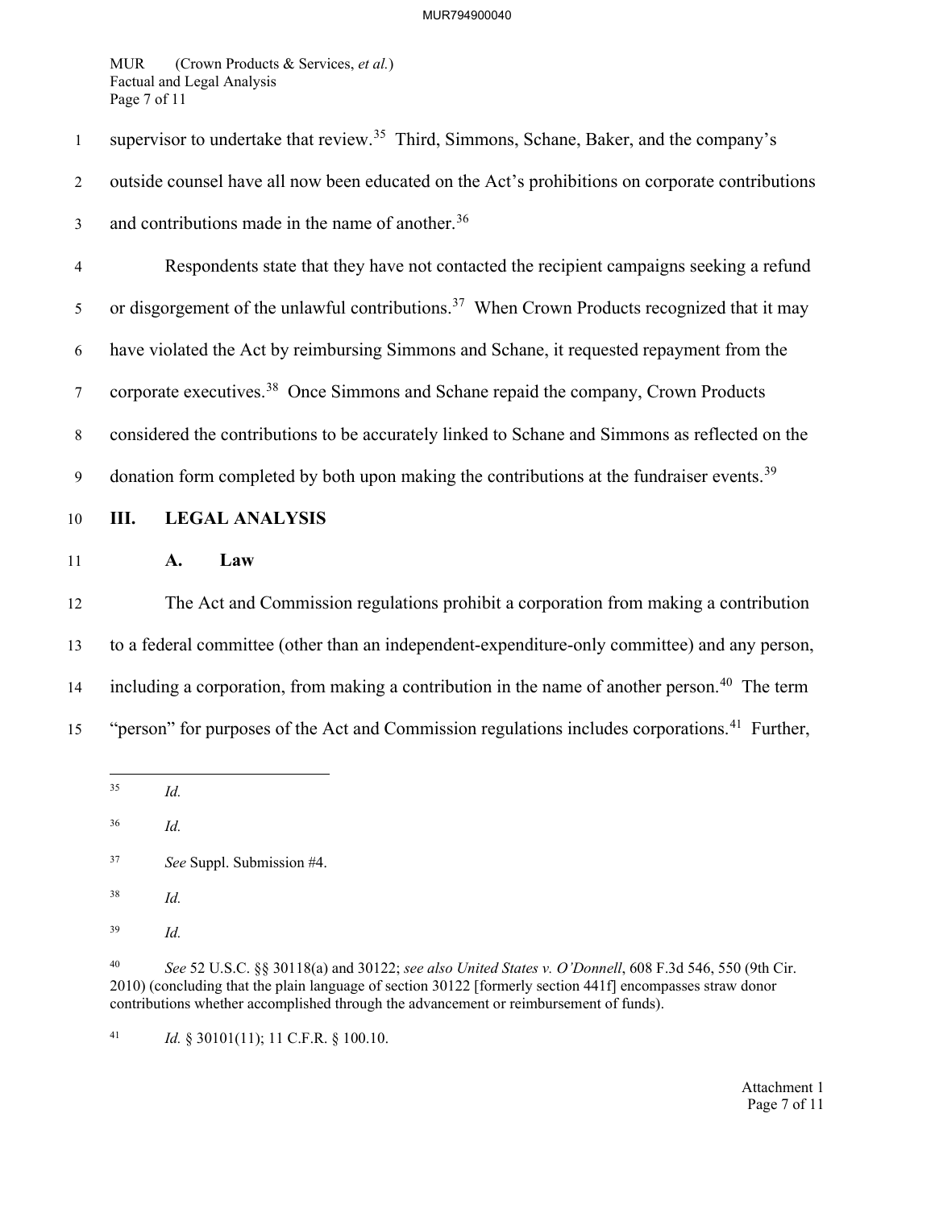supervisor to undertake that review.[35] Third, Simmons, Schane, Baker, and the company's outside counsel have all now been educated on the Act's prohibitions on corporate contributions and contributions made in the name of another.[36]

Respondents state that they have not contacted the recipient campaigns seeking a refund or disgorgement of the unlawful contributions.[37] When Crown Products recognized that it may have violated the Act by reimbursing Simmons and Schane, it requested repayment from the corporate executives.[38] Once Simmons and Schane repaid the company, Crown Products considered the contributions to be accurately linked to Schane and Simmons as reflected on the donation form completed by both upon making the contributions at the fundraiser events.[39]

## III. LEGAL ANALYSIS

### A. Law

The Act and Commission regulations prohibit a corporation from making a contribution to a federal committee (other than an independent-expenditure-only committee) and any person, including a corporation, from making a contribution in the name of another person.[40] The term "person" for purposes of the Act and Commission regulations includes corporations.[41] Further,

---

[35] *Id.*

[36] *Id.*

[37] *See* Suppl. Submission #4.

[38] *Id.*

[39] *Id.*

[40] *See* 52 U.S.C. §§ 30118(a) and 30122; *see also United States v. O'Donnell*, 608 F.3d 546, 550 (9th Cir. 2010) (concluding that the plain language of section 30122 [formerly section 441f] encompasses straw donor contributions whether accomplished through the advancement or reimbursement of funds).

[41] *Id.* § 30101(11); 11 C.F.R. § 100.10.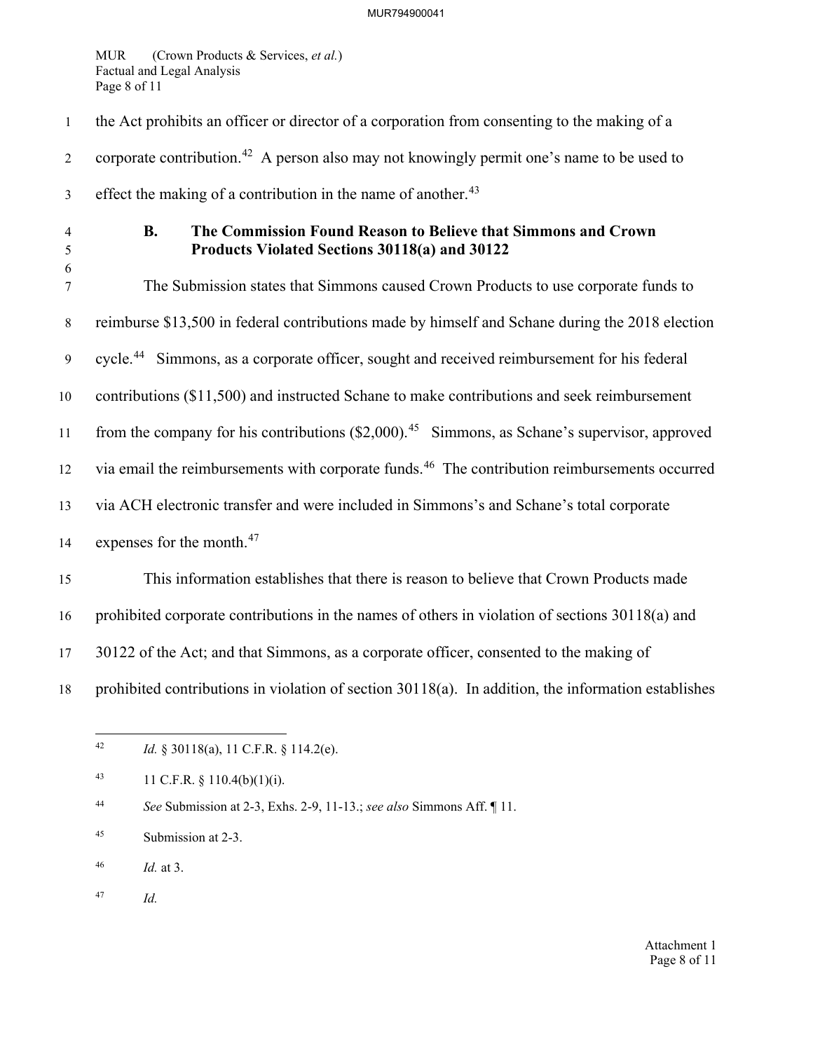the Act prohibits an officer or director of a corporation from consenting to the making of a corporate contribution.[42] A person also may not knowingly permit one's name to be used to effect the making of a contribution in the name of another.[43]

### B. The Commission Found Reason to Believe that Simmons and Crown Products Violated Sections 30118(a) and 30122

The Submission states that Simmons caused Crown Products to use corporate funds to reimburse $13,500 in federal contributions made by himself and Schane during the 2018 election cycle.[44] Simmons, as a corporate officer, sought and received reimbursement for his federal contributions ($11,500) and instructed Schane to make contributions and seek reimbursement from the company for his contributions ($2,000).[45] Simmons, as Schane's supervisor, approved via email the reimbursements with corporate funds.[46] The contribution reimbursements occurred via ACH electronic transfer and were included in Simmons's and Schane's total corporate expenses for the month.[47]

This information establishes that there is reason to believe that Crown Products made prohibited corporate contributions in the names of others in violation of sections 30118(a) and 30122 of the Act; and that Simmons, as a corporate officer, consented to the making of prohibited contributions in violation of section 30118(a). In addition, the information establishes

---

[42] *Id.* § 30118(a), 11 C.F.R. § 114.2(e).

[43] 11 C.F.R. § 110.4(b)(1)(i).

[44] *See* Submission at 2-3, Exhs. 2-9, 11-13.; *see also* Simmons Aff. ¶ 11.

[45] Submission at 2-3.

[46] *Id.* at 3.

[47] *Id.*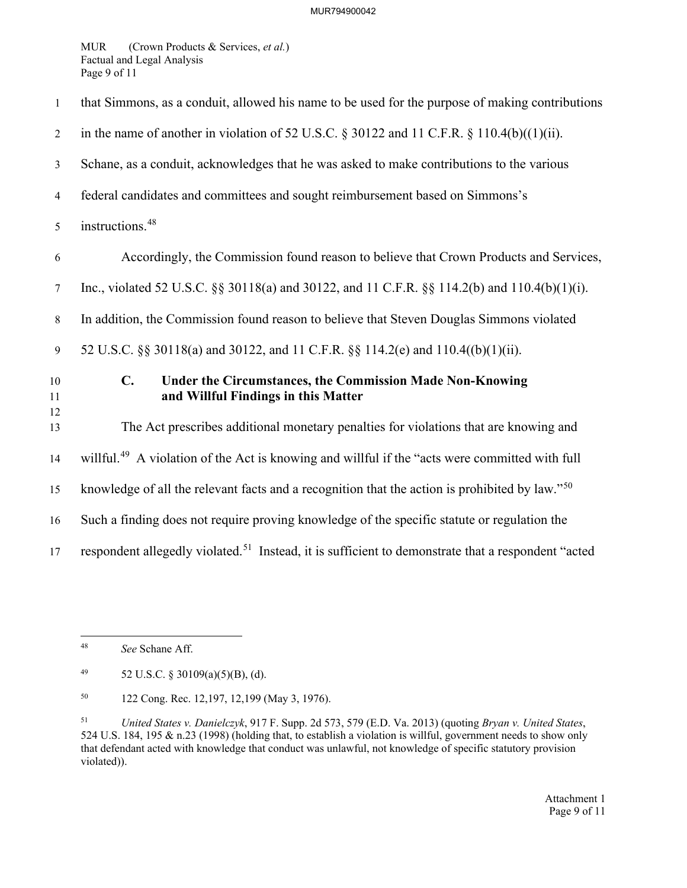that Simmons, as a conduit, allowed his name to be used for the purpose of making contributions in the name of another in violation of 52 U.S.C. § 30122 and 11 C.F.R. § 110.4(b)((1)(ii). Schane, as a conduit, acknowledges that he was asked to make contributions to the various federal candidates and committees and sought reimbursement based on Simmons's instructions.[48]

Accordingly, the Commission found reason to believe that Crown Products and Services, Inc., violated 52 U.S.C. §§ 30118(a) and 30122, and 11 C.F.R. §§ 114.2(b) and 110.4(b)(1)(i). In addition, the Commission found reason to believe that Steven Douglas Simmons violated 52 U.S.C. §§ 30118(a) and 30122, and 11 C.F.R. §§ 114.2(e) and 110.4((b)(1)(ii).

### C. Under the Circumstances, the Commission Made Non-Knowing and Willful Findings in this Matter

The Act prescribes additional monetary penalties for violations that are knowing and willful.[49] A violation of the Act is knowing and willful if the "acts were committed with full knowledge of all the relevant facts and a recognition that the action is prohibited by law."[50] Such a finding does not require proving knowledge of the specific statute or regulation the respondent allegedly violated.[51] Instead, it is sufficient to demonstrate that a respondent "acted

---

[48] *See* Schane Aff.

[49] 52 U.S.C. § 30109(a)(5)(B), (d).

[50] 122 Cong. Rec. 12,197, 12,199 (May 3, 1976).

[51] *United States v. Danielczyk*, 917 F. Supp. 2d 573, 579 (E.D. Va. 2013) (quoting *Bryan v. United States*, 524 U.S. 184, 195 & n.23 (1998) (holding that, to establish a violation is willful, government needs to show only that defendant acted with knowledge that conduct was unlawful, not knowledge of specific statutory provision violated)).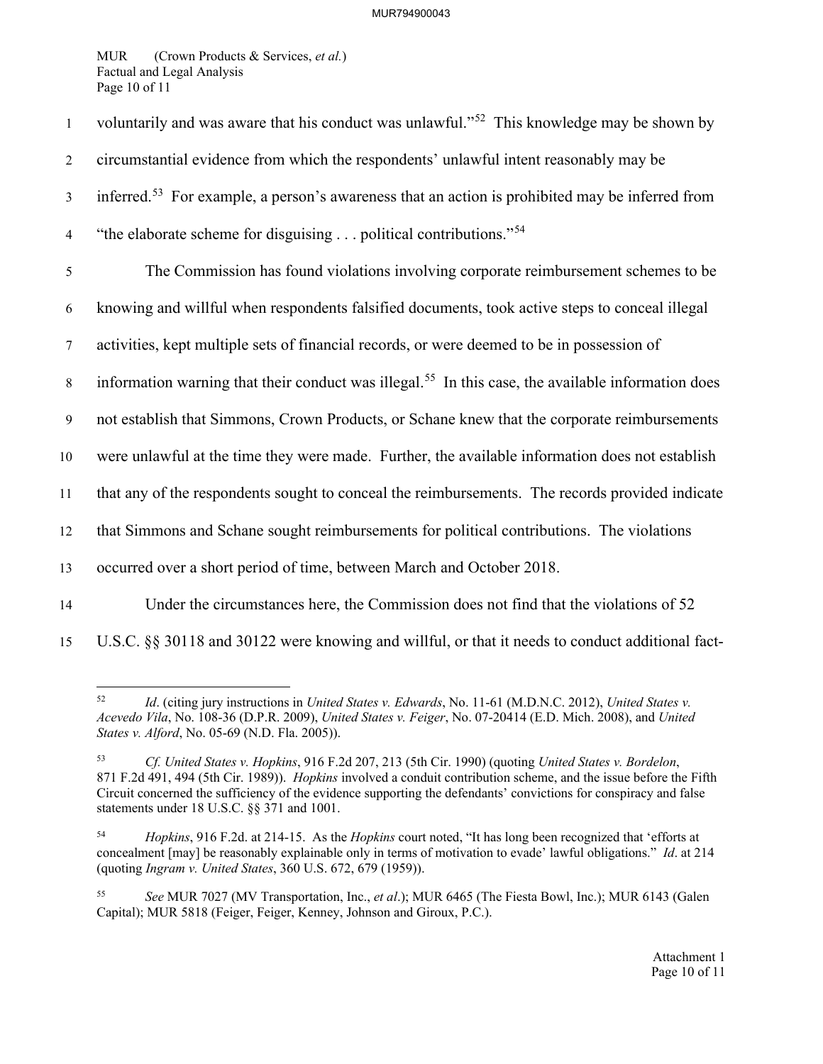voluntarily and was aware that his conduct was unlawful."[52] This knowledge may be shown by circumstantial evidence from which the respondents' unlawful intent reasonably may be inferred.[53] For example, a person's awareness that an action is prohibited may be inferred from "the elaborate scheme for disguising . . . political contributions."[54]

The Commission has found violations involving corporate reimbursement schemes to be knowing and willful when respondents falsified documents, took active steps to conceal illegal activities, kept multiple sets of financial records, or were deemed to be in possession of information warning that their conduct was illegal.[55] In this case, the available information does not establish that Simmons, Crown Products, or Schane knew that the corporate reimbursements were unlawful at the time they were made. Further, the available information does not establish that any of the respondents sought to conceal the reimbursements. The records provided indicate that Simmons and Schane sought reimbursements for political contributions. The violations occurred over a short period of time, between March and October 2018.

Under the circumstances here, the Commission does not find that the violations of 52 U.S.C. §§ 30118 and 30122 were knowing and willful, or that it needs to conduct additional fact-

---

[52] *Id*. (citing jury instructions in *United States v. Edwards*, No. 11-61 (M.D.N.C. 2012), *United States v. Acevedo Vila*, No. 108-36 (D.P.R. 2009), *United States v. Feiger*, No. 07-20414 (E.D. Mich. 2008), and *United States v. Alford*, No. 05-69 (N.D. Fla. 2005)).

[53] *Cf. United States v. Hopkins*, 916 F.2d 207, 213 (5th Cir. 1990) (quoting *United States v. Bordelon*, 871 F.2d 491, 494 (5th Cir. 1989)). *Hopkins* involved a conduit contribution scheme, and the issue before the Fifth Circuit concerned the sufficiency of the evidence supporting the defendants' convictions for conspiracy and false statements under 18 U.S.C. §§ 371 and 1001.

[54] *Hopkins*, 916 F.2d. at 214-15. As the *Hopkins* court noted, "It has long been recognized that 'efforts at concealment [may] be reasonably explainable only in terms of motivation to evade' lawful obligations." *Id*. at 214 (quoting *Ingram v. United States*, 360 U.S. 672, 679 (1959)).

[55] *See* MUR 7027 (MV Transportation, Inc., *et al*.); MUR 6465 (The Fiesta Bowl, Inc.); MUR 6143 (Galen Capital); MUR 5818 (Feiger, Feiger, Kenney, Johnson and Giroux, P.C.).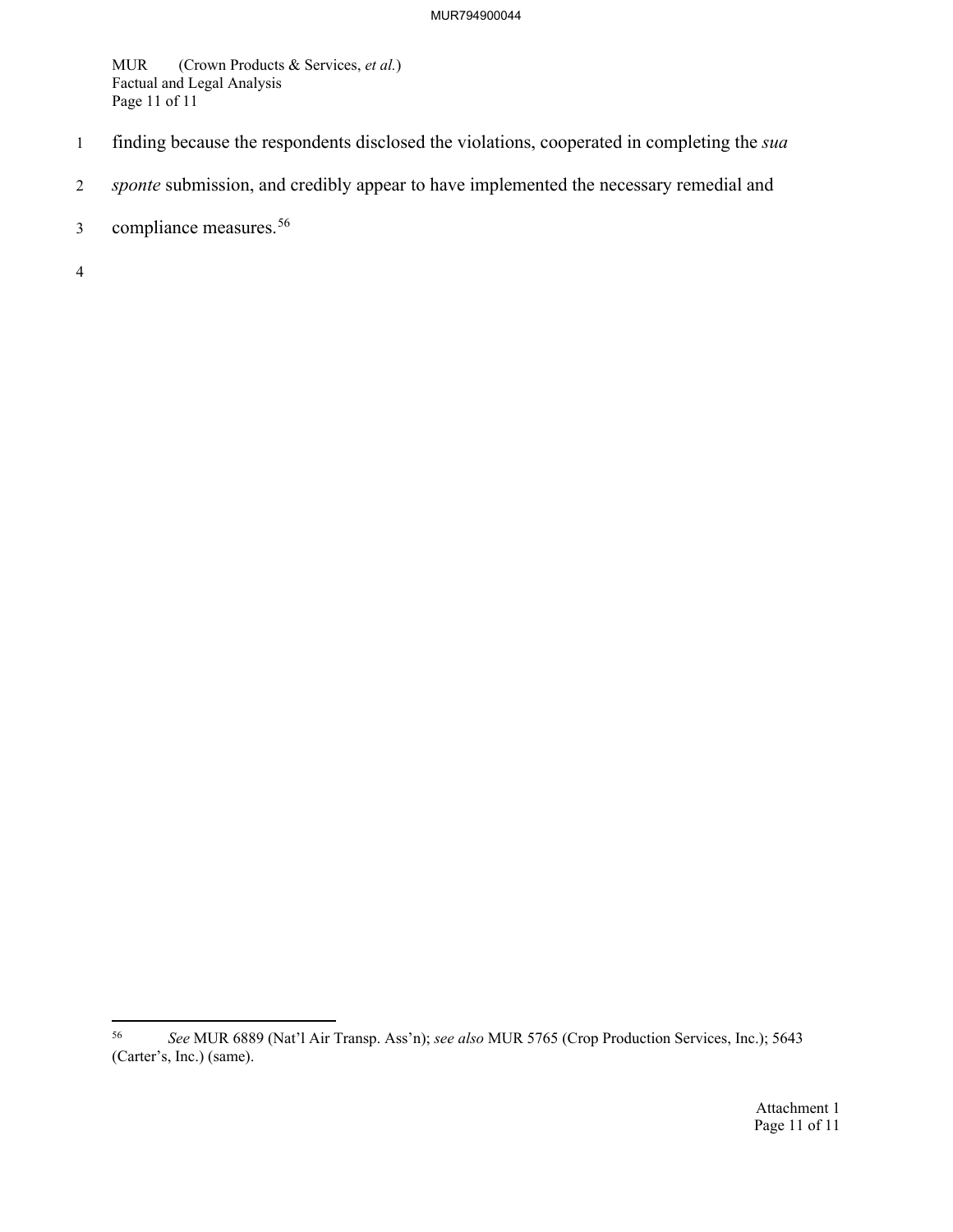finding because the respondents disclosed the violations, cooperated in completing the *sua sponte* submission, and credibly appear to have implemented the necessary remedial and compliance measures.[56]

---

[56] *See* MUR 6889 (Nat'l Air Transp. Ass'n); *see also* MUR 5765 (Crop Production Services, Inc.); 5643 (Carter's, Inc.) (same).